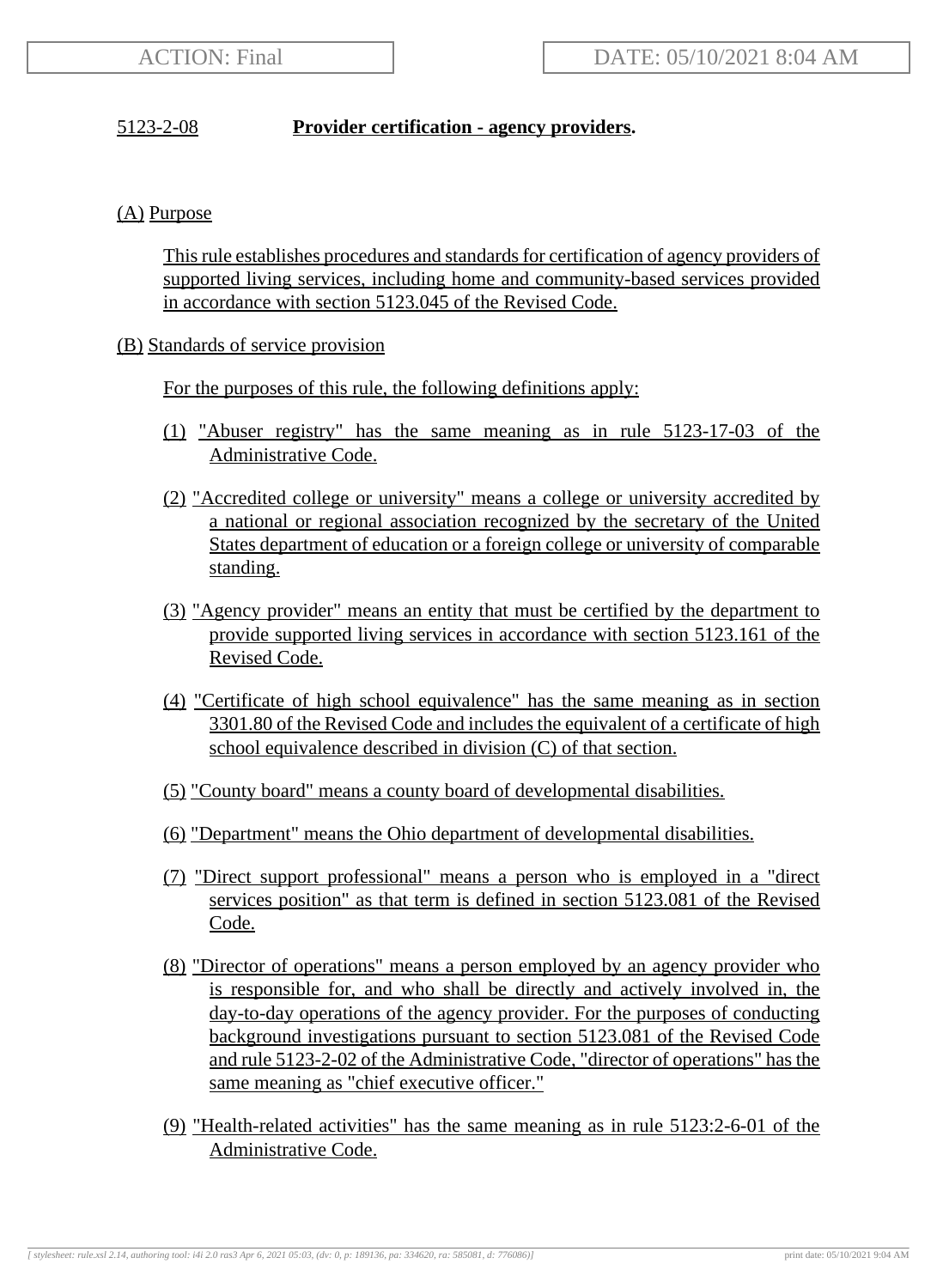ACTION: Final | DATE: 05/10/2021 8:04 AM

**5123-2-08 Provider certification - agency providers.**

(A) Purpose

This rule establishes procedures and standards for certification of agency providers of supported living services, including home and community-based services provided in accordance with section 5123.045 of the Revised Code.

(B) Standards of service provision

For the purposes of this rule, the following definitions apply:

(1) "Abuser registry" has the same meaning as in rule 5123-17-03 of the Administrative Code.

(2) "Accredited college or university" means a college or university accredited by a national or regional association recognized by the secretary of the United States department of education or a foreign college or university of comparable standing.

(3) "Agency provider" means an entity that must be certified by the department to provide supported living services in accordance with section 5123.161 of the Revised Code.

(4) "Certificate of high school equivalence" has the same meaning as in section 3301.80 of the Revised Code and includes the equivalent of a certificate of high school equivalence described in division (C) of that section.

(5) "County board" means a county board of developmental disabilities.

(6) "Department" means the Ohio department of developmental disabilities.

(7) "Direct support professional" means a person who is employed in a "direct services position" as that term is defined in section 5123.081 of the Revised Code.

(8) "Director of operations" means a person employed by an agency provider who is responsible for, and who shall be directly and actively involved in, the day-to-day operations of the agency provider. For the purposes of conducting background investigations pursuant to section 5123.081 of the Revised Code and rule 5123-2-02 of the Administrative Code, "director of operations" has the same meaning as "chief executive officer."

(9) "Health-related activities" has the same meaning as in rule 5123:2-6-01 of the Administrative Code.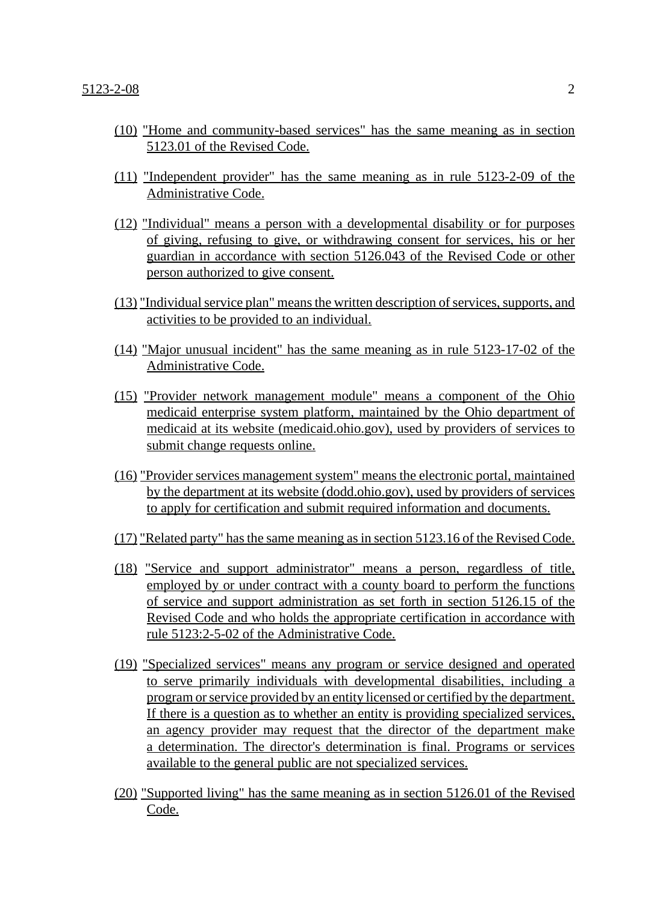(10) "Home and community-based services" has the same meaning as in section 5123.01 of the Revised Code.

(11) "Independent provider" has the same meaning as in rule 5123-2-09 of the Administrative Code.

(12) "Individual" means a person with a developmental disability or for purposes of giving, refusing to give, or withdrawing consent for services, his or her guardian in accordance with section 5126.043 of the Revised Code or other person authorized to give consent.

(13) "Individual service plan" means the written description of services, supports, and activities to be provided to an individual.

(14) "Major unusual incident" has the same meaning as in rule 5123-17-02 of the Administrative Code.

(15) "Provider network management module" means a component of the Ohio medicaid enterprise system platform, maintained by the Ohio department of medicaid at its website (medicaid.ohio.gov), used by providers of services to submit change requests online.

(16) "Provider services management system" means the electronic portal, maintained by the department at its website (dodd.ohio.gov), used by providers of services to apply for certification and submit required information and documents.

(17) "Related party" has the same meaning as in section 5123.16 of the Revised Code.

(18) "Service and support administrator" means a person, regardless of title, employed by or under contract with a county board to perform the functions of service and support administration as set forth in section 5126.15 of the Revised Code and who holds the appropriate certification in accordance with rule 5123:2-5-02 of the Administrative Code.

(19) "Specialized services" means any program or service designed and operated to serve primarily individuals with developmental disabilities, including a program or service provided by an entity licensed or certified by the department. If there is a question as to whether an entity is providing specialized services, an agency provider may request that the director of the department make a determination. The director's determination is final. Programs or services available to the general public are not specialized services.

(20) "Supported living" has the same meaning as in section 5126.01 of the Revised Code.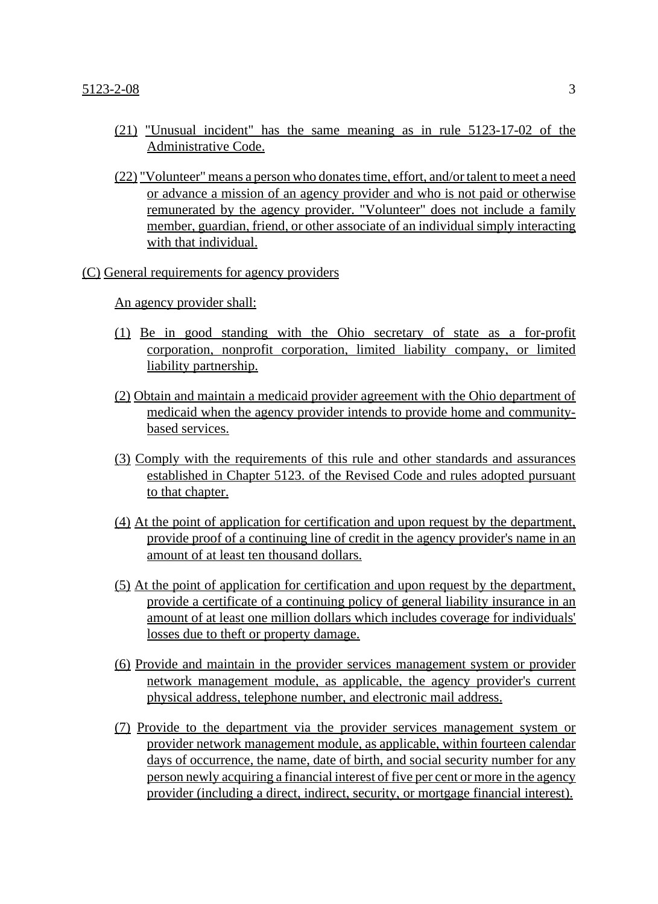(21) "Unusual incident" has the same meaning as in rule 5123-17-02 of the Administrative Code.

(22) "Volunteer" means a person who donates time, effort, and/or talent to meet a need or advance a mission of an agency provider and who is not paid or otherwise remunerated by the agency provider. "Volunteer" does not include a family member, guardian, friend, or other associate of an individual simply interacting with that individual.

(C) General requirements for agency providers

An agency provider shall:

(1) Be in good standing with the Ohio secretary of state as a for-profit corporation, nonprofit corporation, limited liability company, or limited liability partnership.

(2) Obtain and maintain a medicaid provider agreement with the Ohio department of medicaid when the agency provider intends to provide home and community-based services.

(3) Comply with the requirements of this rule and other standards and assurances established in Chapter 5123. of the Revised Code and rules adopted pursuant to that chapter.

(4) At the point of application for certification and upon request by the department, provide proof of a continuing line of credit in the agency provider's name in an amount of at least ten thousand dollars.

(5) At the point of application for certification and upon request by the department, provide a certificate of a continuing policy of general liability insurance in an amount of at least one million dollars which includes coverage for individuals' losses due to theft or property damage.

(6) Provide and maintain in the provider services management system or provider network management module, as applicable, the agency provider's current physical address, telephone number, and electronic mail address.

(7) Provide to the department via the provider services management system or provider network management module, as applicable, within fourteen calendar days of occurrence, the name, date of birth, and social security number for any person newly acquiring a financial interest of five per cent or more in the agency provider (including a direct, indirect, security, or mortgage financial interest).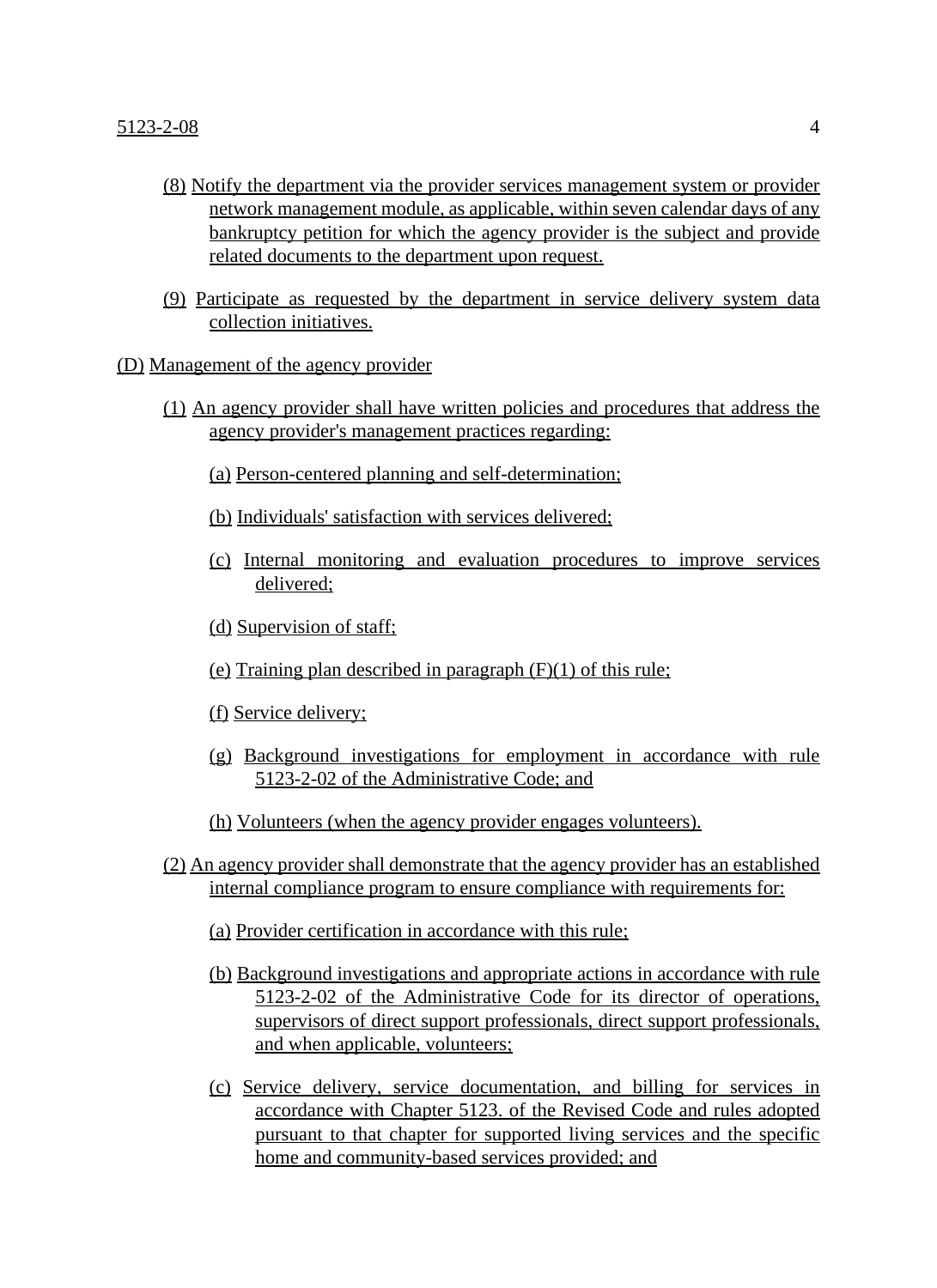(8) Notify the department via the provider services management system or provider network management module, as applicable, within seven calendar days of any bankruptcy petition for which the agency provider is the subject and provide related documents to the department upon request.

(9) Participate as requested by the department in service delivery system data collection initiatives.

(D) Management of the agency provider

(1) An agency provider shall have written policies and procedures that address the agency provider's management practices regarding:

(a) Person-centered planning and self-determination;

(b) Individuals' satisfaction with services delivered;

(c) Internal monitoring and evaluation procedures to improve services delivered;

(d) Supervision of staff;

(e) Training plan described in paragraph (F)(1) of this rule;

(f) Service delivery;

(g) Background investigations for employment in accordance with rule 5123-2-02 of the Administrative Code; and

(h) Volunteers (when the agency provider engages volunteers).

(2) An agency provider shall demonstrate that the agency provider has an established internal compliance program to ensure compliance with requirements for:

(a) Provider certification in accordance with this rule;

(b) Background investigations and appropriate actions in accordance with rule 5123-2-02 of the Administrative Code for its director of operations, supervisors of direct support professionals, direct support professionals, and when applicable, volunteers;

(c) Service delivery, service documentation, and billing for services in accordance with Chapter 5123. of the Revised Code and rules adopted pursuant to that chapter for supported living services and the specific home and community-based services provided; and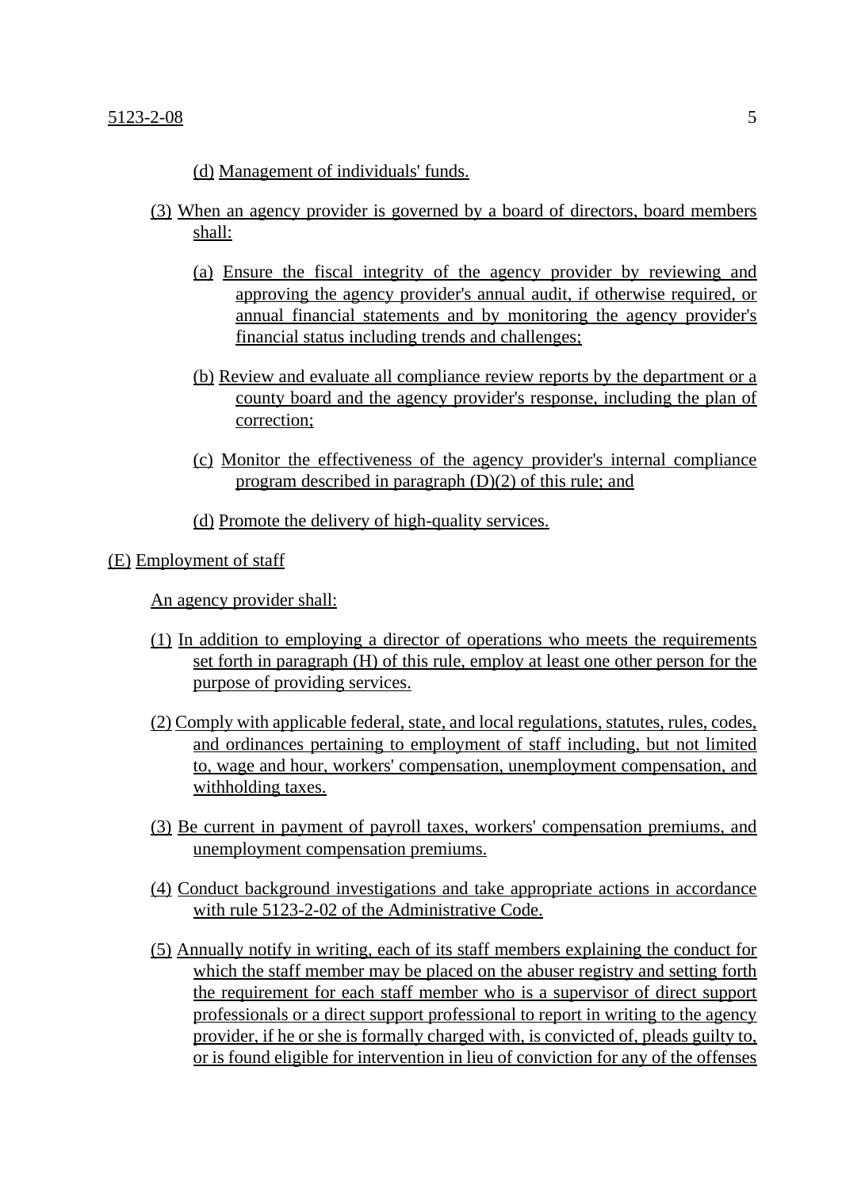(d) Management of individuals' funds.

(3) When an agency provider is governed by a board of directors, board members shall:

(a) Ensure the fiscal integrity of the agency provider by reviewing and approving the agency provider's annual audit, if otherwise required, or annual financial statements and by monitoring the agency provider's financial status including trends and challenges;

(b) Review and evaluate all compliance review reports by the department or a county board and the agency provider's response, including the plan of correction;

(c) Monitor the effectiveness of the agency provider's internal compliance program described in paragraph (D)(2) of this rule; and

(d) Promote the delivery of high-quality services.

(E) Employment of staff

An agency provider shall:

(1) In addition to employing a director of operations who meets the requirements set forth in paragraph (H) of this rule, employ at least one other person for the purpose of providing services.

(2) Comply with applicable federal, state, and local regulations, statutes, rules, codes, and ordinances pertaining to employment of staff including, but not limited to, wage and hour, workers' compensation, unemployment compensation, and withholding taxes.

(3) Be current in payment of payroll taxes, workers' compensation premiums, and unemployment compensation premiums.

(4) Conduct background investigations and take appropriate actions in accordance with rule 5123-2-02 of the Administrative Code.

(5) Annually notify in writing, each of its staff members explaining the conduct for which the staff member may be placed on the abuser registry and setting forth the requirement for each staff member who is a supervisor of direct support professionals or a direct support professional to report in writing to the agency provider, if he or she is formally charged with, is convicted of, pleads guilty to, or is found eligible for intervention in lieu of conviction for any of the offenses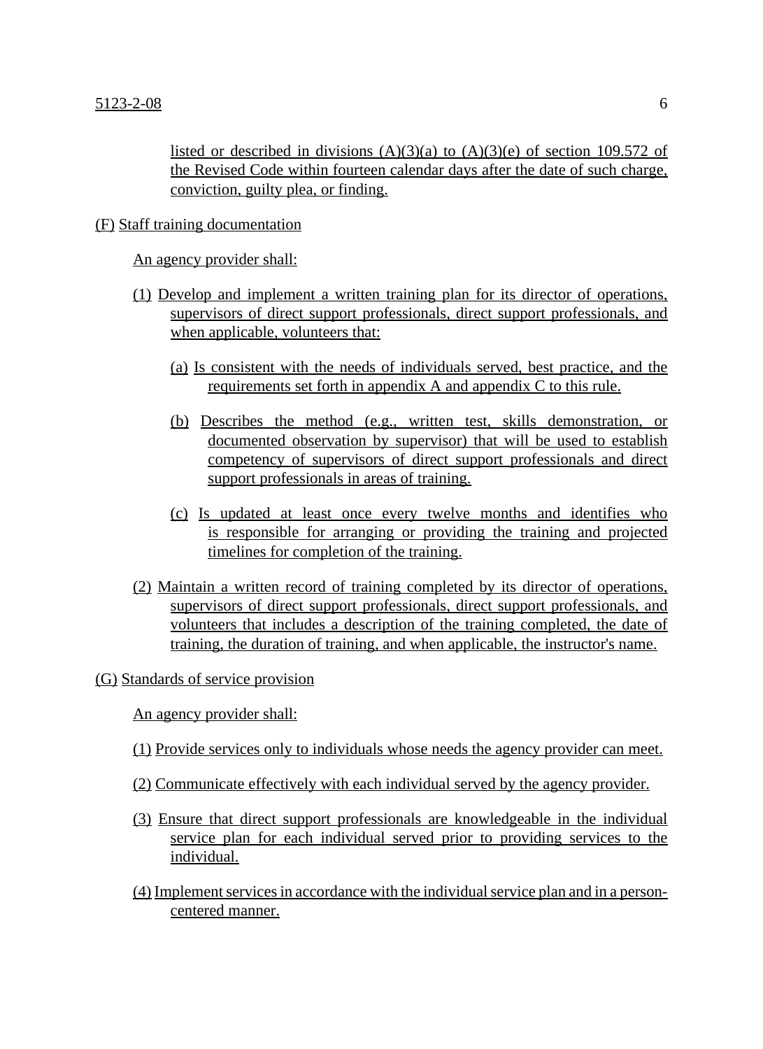listed or described in divisions (A)(3)(a) to (A)(3)(e) of section 109.572 of the Revised Code within fourteen calendar days after the date of such charge, conviction, guilty plea, or finding.

(F) Staff training documentation

An agency provider shall:

(1) Develop and implement a written training plan for its director of operations, supervisors of direct support professionals, direct support professionals, and when applicable, volunteers that:

(a) Is consistent with the needs of individuals served, best practice, and the requirements set forth in appendix A and appendix C to this rule.

(b) Describes the method (e.g., written test, skills demonstration, or documented observation by supervisor) that will be used to establish competency of supervisors of direct support professionals and direct support professionals in areas of training.

(c) Is updated at least once every twelve months and identifies who is responsible for arranging or providing the training and projected timelines for completion of the training.

(2) Maintain a written record of training completed by its director of operations, supervisors of direct support professionals, direct support professionals, and volunteers that includes a description of the training completed, the date of training, the duration of training, and when applicable, the instructor's name.

(G) Standards of service provision

An agency provider shall:

(1) Provide services only to individuals whose needs the agency provider can meet.

(2) Communicate effectively with each individual served by the agency provider.

(3) Ensure that direct support professionals are knowledgeable in the individual service plan for each individual served prior to providing services to the individual.

(4) Implement services in accordance with the individual service plan and in a person-centered manner.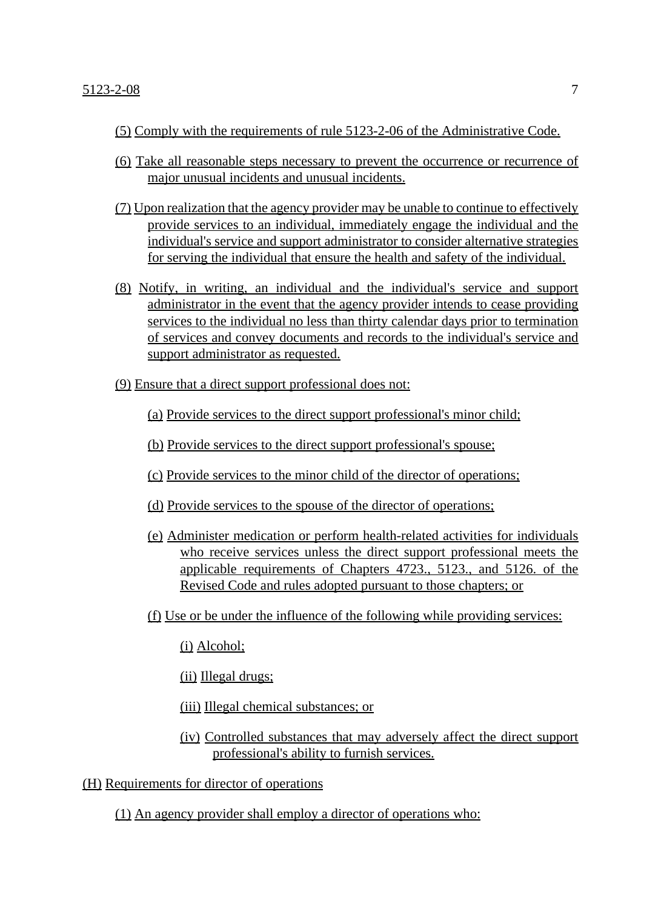(5) Comply with the requirements of rule 5123-2-06 of the Administrative Code.

(6) Take all reasonable steps necessary to prevent the occurrence or recurrence of major unusual incidents and unusual incidents.

(7) Upon realization that the agency provider may be unable to continue to effectively provide services to an individual, immediately engage the individual and the individual's service and support administrator to consider alternative strategies for serving the individual that ensure the health and safety of the individual.

(8) Notify, in writing, an individual and the individual's service and support administrator in the event that the agency provider intends to cease providing services to the individual no less than thirty calendar days prior to termination of services and convey documents and records to the individual's service and support administrator as requested.

(9) Ensure that a direct support professional does not:

(a) Provide services to the direct support professional's minor child;

(b) Provide services to the direct support professional's spouse;

(c) Provide services to the minor child of the director of operations;

(d) Provide services to the spouse of the director of operations;

(e) Administer medication or perform health-related activities for individuals who receive services unless the direct support professional meets the applicable requirements of Chapters 4723., 5123., and 5126. of the Revised Code and rules adopted pursuant to those chapters; or

(f) Use or be under the influence of the following while providing services:

(i) Alcohol;

(ii) Illegal drugs;

(iii) Illegal chemical substances; or

(iv) Controlled substances that may adversely affect the direct support professional's ability to furnish services.

(H) Requirements for director of operations

(1) An agency provider shall employ a director of operations who: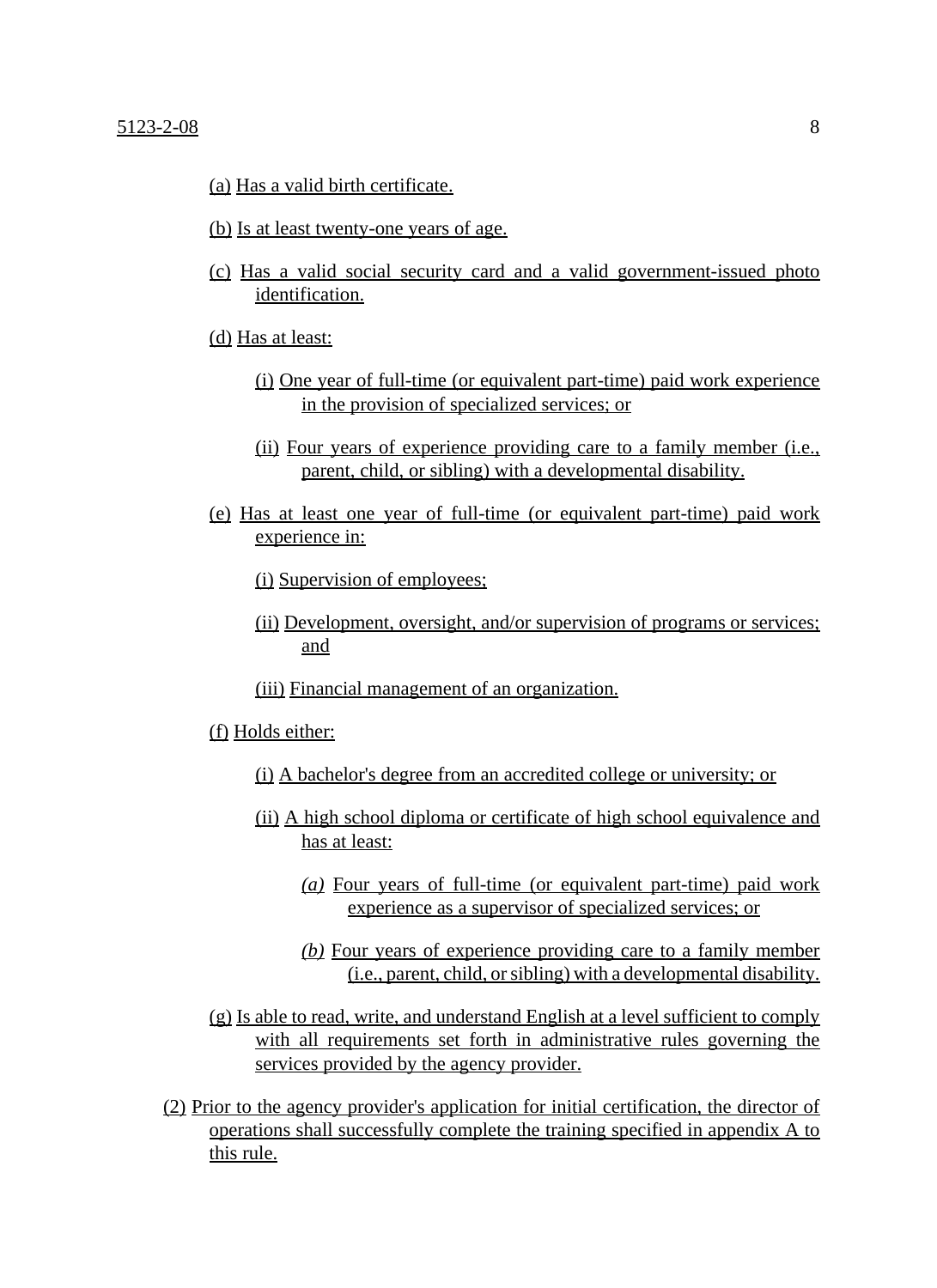(a) Has a valid birth certificate.

(b) Is at least twenty-one years of age.

(c) Has a valid social security card and a valid government-issued photo identification.

(d) Has at least:

(i) One year of full-time (or equivalent part-time) paid work experience in the provision of specialized services; or

(ii) Four years of experience providing care to a family member (i.e., parent, child, or sibling) with a developmental disability.

(e) Has at least one year of full-time (or equivalent part-time) paid work experience in:

(i) Supervision of employees;

(ii) Development, oversight, and/or supervision of programs or services; and

(iii) Financial management of an organization.

(f) Holds either:

(i) A bachelor's degree from an accredited college or university; or

(ii) A high school diploma or certificate of high school equivalence and has at least:

*(a)* Four years of full-time (or equivalent part-time) paid work experience as a supervisor of specialized services; or

*(b)* Four years of experience providing care to a family member (i.e., parent, child, or sibling) with a developmental disability.

(g) Is able to read, write, and understand English at a level sufficient to comply with all requirements set forth in administrative rules governing the services provided by the agency provider.

(2) Prior to the agency provider's application for initial certification, the director of operations shall successfully complete the training specified in appendix A to this rule.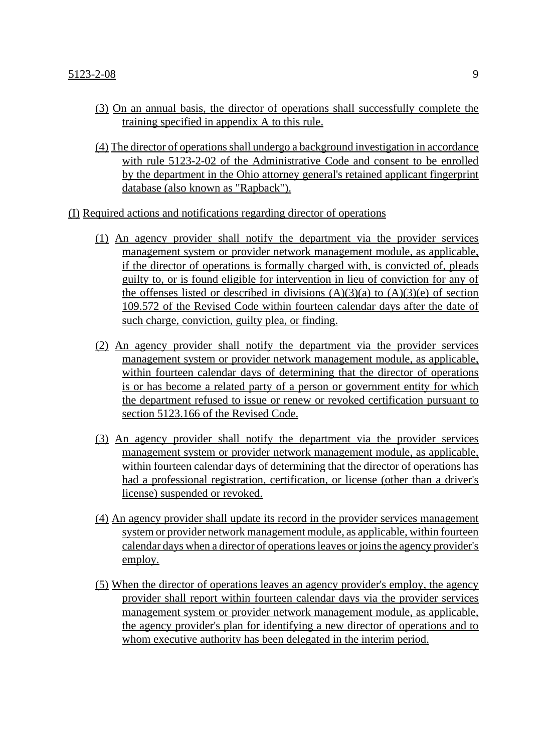(3) On an annual basis, the director of operations shall successfully complete the training specified in appendix A to this rule.

(4) The director of operations shall undergo a background investigation in accordance with rule 5123-2-02 of the Administrative Code and consent to be enrolled by the department in the Ohio attorney general's retained applicant fingerprint database (also known as "Rapback").

(I) Required actions and notifications regarding director of operations

(1) An agency provider shall notify the department via the provider services management system or provider network management module, as applicable, if the director of operations is formally charged with, is convicted of, pleads guilty to, or is found eligible for intervention in lieu of conviction for any of the offenses listed or described in divisions (A)(3)(a) to (A)(3)(e) of section 109.572 of the Revised Code within fourteen calendar days after the date of such charge, conviction, guilty plea, or finding.

(2) An agency provider shall notify the department via the provider services management system or provider network management module, as applicable, within fourteen calendar days of determining that the director of operations is or has become a related party of a person or government entity for which the department refused to issue or renew or revoked certification pursuant to section 5123.166 of the Revised Code.

(3) An agency provider shall notify the department via the provider services management system or provider network management module, as applicable, within fourteen calendar days of determining that the director of operations has had a professional registration, certification, or license (other than a driver's license) suspended or revoked.

(4) An agency provider shall update its record in the provider services management system or provider network management module, as applicable, within fourteen calendar days when a director of operations leaves or joins the agency provider's employ.

(5) When the director of operations leaves an agency provider's employ, the agency provider shall report within fourteen calendar days via the provider services management system or provider network management module, as applicable, the agency provider's plan for identifying a new director of operations and to whom executive authority has been delegated in the interim period.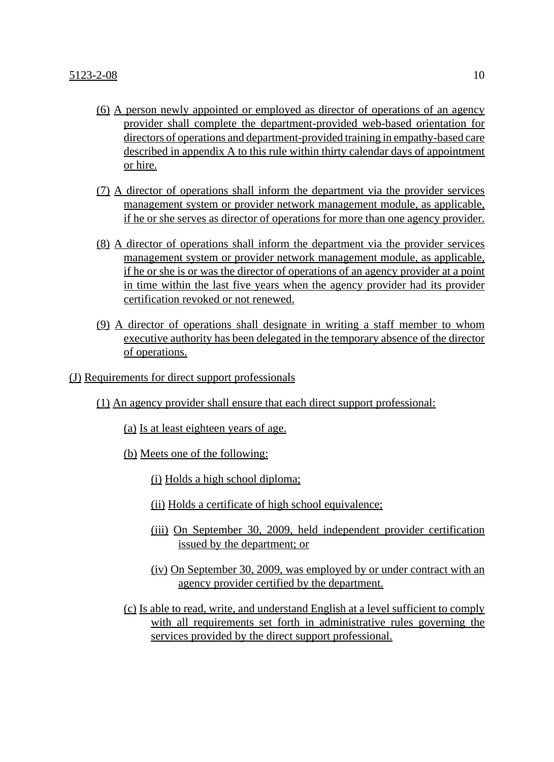(6) A person newly appointed or employed as director of operations of an agency provider shall complete the department-provided web-based orientation for directors of operations and department-provided training in empathy-based care described in appendix A to this rule within thirty calendar days of appointment or hire.

(7) A director of operations shall inform the department via the provider services management system or provider network management module, as applicable, if he or she serves as director of operations for more than one agency provider.

(8) A director of operations shall inform the department via the provider services management system or provider network management module, as applicable, if he or she is or was the director of operations of an agency provider at a point in time within the last five years when the agency provider had its provider certification revoked or not renewed.

(9) A director of operations shall designate in writing a staff member to whom executive authority has been delegated in the temporary absence of the director of operations.

(J) Requirements for direct support professionals

(1) An agency provider shall ensure that each direct support professional:

(a) Is at least eighteen years of age.

(b) Meets one of the following:

(i) Holds a high school diploma;

(ii) Holds a certificate of high school equivalence;

(iii) On September 30, 2009, held independent provider certification issued by the department; or

(iv) On September 30, 2009, was employed by or under contract with an agency provider certified by the department.

(c) Is able to read, write, and understand English at a level sufficient to comply with all requirements set forth in administrative rules governing the services provided by the direct support professional.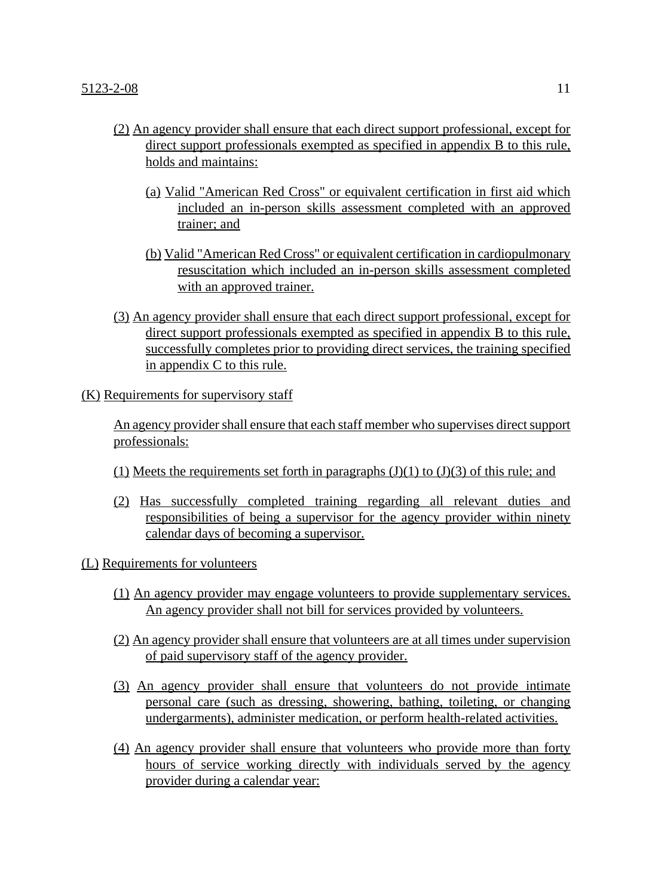(2) An agency provider shall ensure that each direct support professional, except for direct support professionals exempted as specified in appendix B to this rule, holds and maintains:

   (a) Valid "American Red Cross" or equivalent certification in first aid which included an in-person skills assessment completed with an approved trainer; and

   (b) Valid "American Red Cross" or equivalent certification in cardiopulmonary resuscitation which included an in-person skills assessment completed with an approved trainer.

(3) An agency provider shall ensure that each direct support professional, except for direct support professionals exempted as specified in appendix B to this rule, successfully completes prior to providing direct services, the training specified in appendix C to this rule.

(K) Requirements for supervisory staff

An agency provider shall ensure that each staff member who supervises direct support professionals:

(1) Meets the requirements set forth in paragraphs (J)(1) to (J)(3) of this rule; and

(2) Has successfully completed training regarding all relevant duties and responsibilities of being a supervisor for the agency provider within ninety calendar days of becoming a supervisor.

(L) Requirements for volunteers

(1) An agency provider may engage volunteers to provide supplementary services. An agency provider shall not bill for services provided by volunteers.

(2) An agency provider shall ensure that volunteers are at all times under supervision of paid supervisory staff of the agency provider.

(3) An agency provider shall ensure that volunteers do not provide intimate personal care (such as dressing, showering, bathing, toileting, or changing undergarments), administer medication, or perform health-related activities.

(4) An agency provider shall ensure that volunteers who provide more than forty hours of service working directly with individuals served by the agency provider during a calendar year: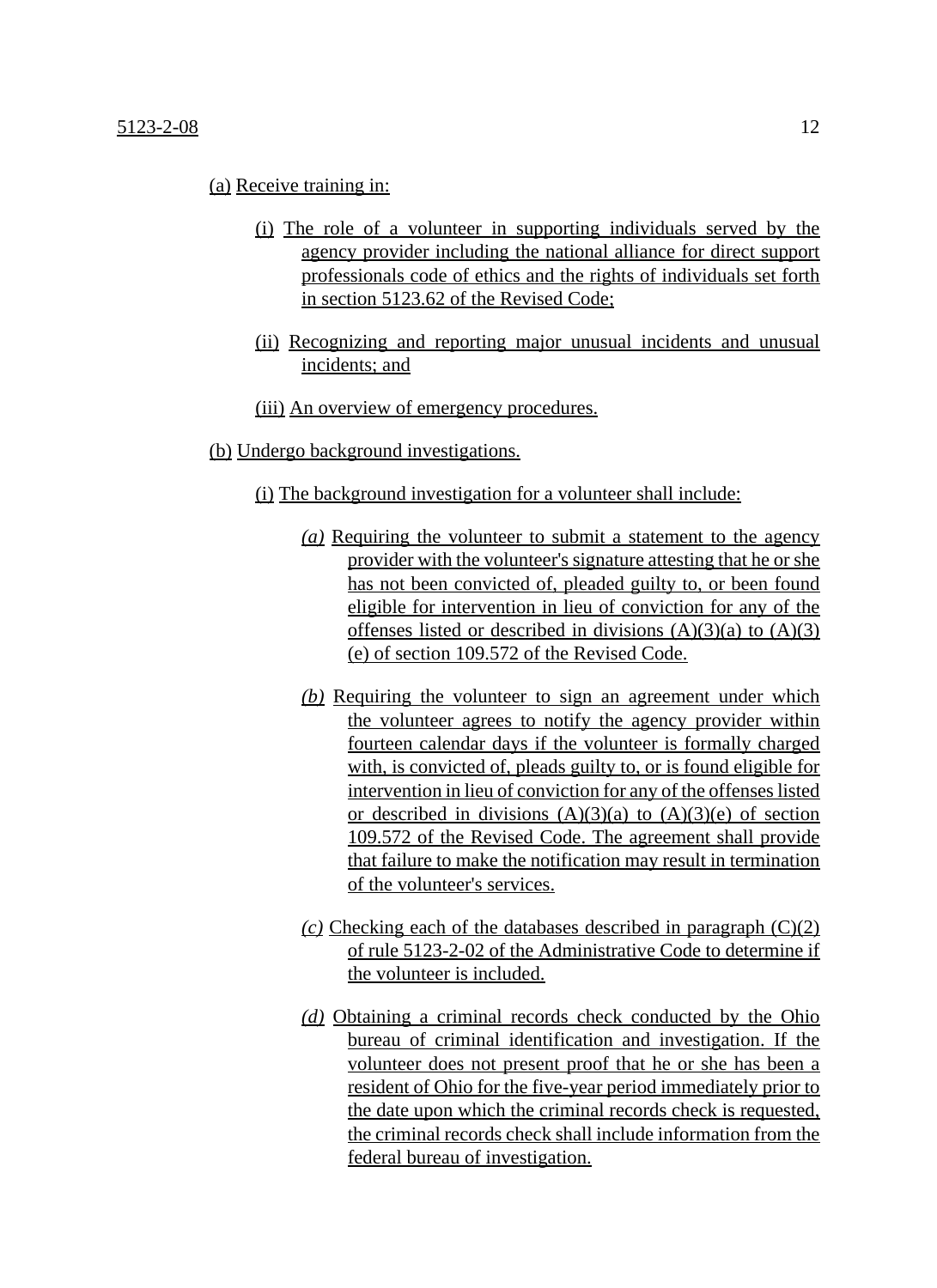(a) Receive training in:

(i) The role of a volunteer in supporting individuals served by the agency provider including the national alliance for direct support professionals code of ethics and the rights of individuals set forth in section 5123.62 of the Revised Code;

(ii) Recognizing and reporting major unusual incidents and unusual incidents; and

(iii) An overview of emergency procedures.

(b) Undergo background investigations.

(i) The background investigation for a volunteer shall include:

*(a)* Requiring the volunteer to submit a statement to the agency provider with the volunteer's signature attesting that he or she has not been convicted of, pleaded guilty to, or been found eligible for intervention in lieu of conviction for any of the offenses listed or described in divisions (A)(3)(a) to (A)(3)(e) of section 109.572 of the Revised Code.

*(b)* Requiring the volunteer to sign an agreement under which the volunteer agrees to notify the agency provider within fourteen calendar days if the volunteer is formally charged with, is convicted of, pleads guilty to, or is found eligible for intervention in lieu of conviction for any of the offenses listed or described in divisions (A)(3)(a) to (A)(3)(e) of section 109.572 of the Revised Code. The agreement shall provide that failure to make the notification may result in termination of the volunteer's services.

*(c)* Checking each of the databases described in paragraph (C)(2) of rule 5123-2-02 of the Administrative Code to determine if the volunteer is included.

*(d)* Obtaining a criminal records check conducted by the Ohio bureau of criminal identification and investigation. If the volunteer does not present proof that he or she has been a resident of Ohio for the five-year period immediately prior to the date upon which the criminal records check is requested, the criminal records check shall include information from the federal bureau of investigation.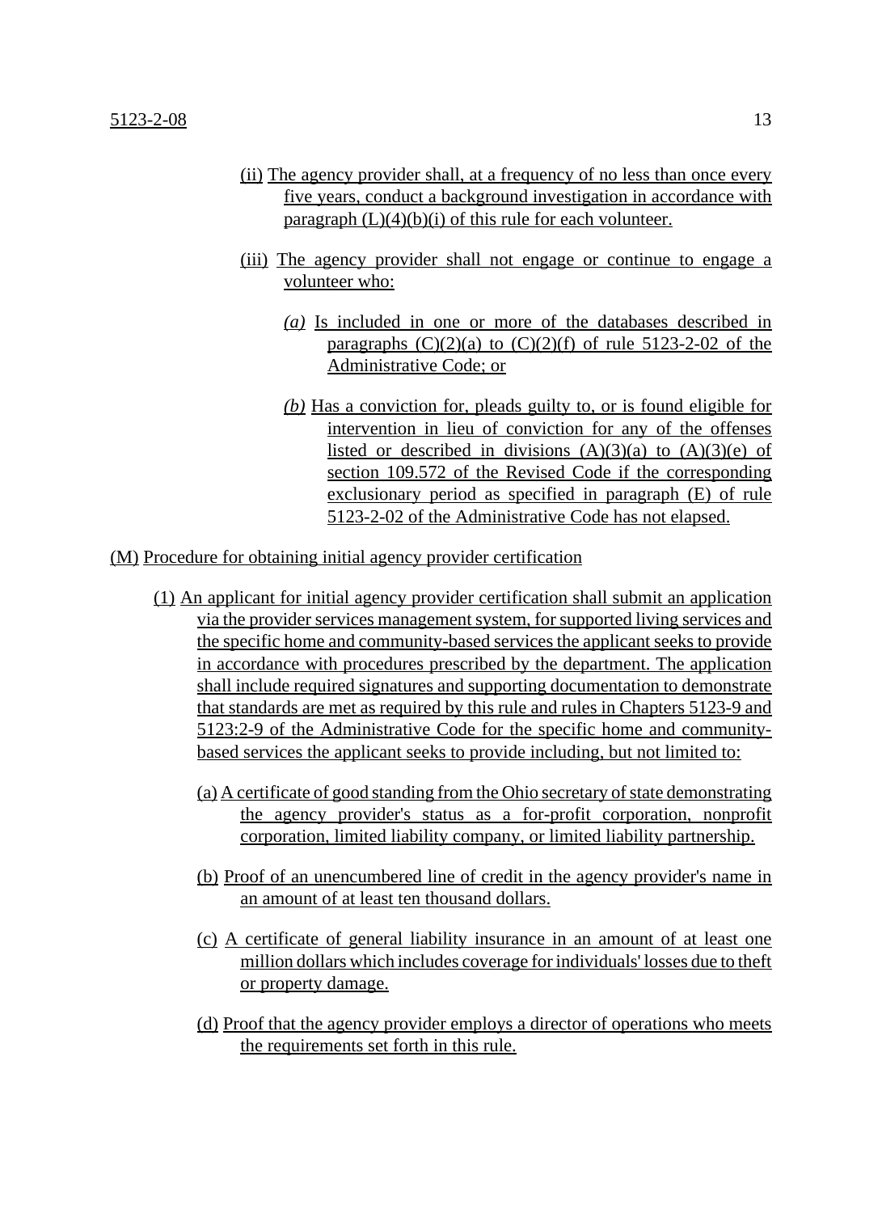(ii) The agency provider shall, at a frequency of no less than once every five years, conduct a background investigation in accordance with paragraph (L)(4)(b)(i) of this rule for each volunteer.

(iii) The agency provider shall not engage or continue to engage a volunteer who:

*(a)* Is included in one or more of the databases described in paragraphs (C)(2)(a) to (C)(2)(f) of rule 5123-2-02 of the Administrative Code; or

*(b)* Has a conviction for, pleads guilty to, or is found eligible for intervention in lieu of conviction for any of the offenses listed or described in divisions (A)(3)(a) to (A)(3)(e) of section 109.572 of the Revised Code if the corresponding exclusionary period as specified in paragraph (E) of rule 5123-2-02 of the Administrative Code has not elapsed.

(M) Procedure for obtaining initial agency provider certification

(1) An applicant for initial agency provider certification shall submit an application via the provider services management system, for supported living services and the specific home and community-based services the applicant seeks to provide in accordance with procedures prescribed by the department. The application shall include required signatures and supporting documentation to demonstrate that standards are met as required by this rule and rules in Chapters 5123-9 and 5123:2-9 of the Administrative Code for the specific home and community-based services the applicant seeks to provide including, but not limited to:

(a) A certificate of good standing from the Ohio secretary of state demonstrating the agency provider's status as a for-profit corporation, nonprofit corporation, limited liability company, or limited liability partnership.

(b) Proof of an unencumbered line of credit in the agency provider's name in an amount of at least ten thousand dollars.

(c) A certificate of general liability insurance in an amount of at least one million dollars which includes coverage for individuals' losses due to theft or property damage.

(d) Proof that the agency provider employs a director of operations who meets the requirements set forth in this rule.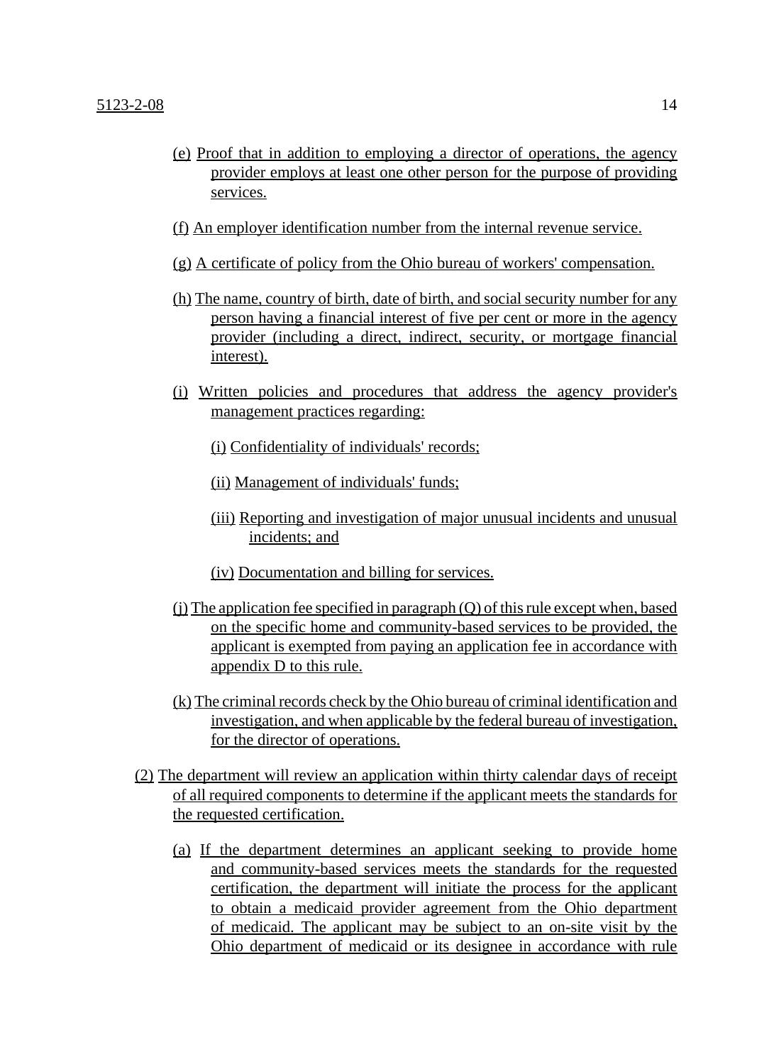(e) Proof that in addition to employing a director of operations, the agency provider employs at least one other person for the purpose of providing services.

(f) An employer identification number from the internal revenue service.

(g) A certificate of policy from the Ohio bureau of workers' compensation.

(h) The name, country of birth, date of birth, and social security number for any person having a financial interest of five per cent or more in the agency provider (including a direct, indirect, security, or mortgage financial interest).

(i) Written policies and procedures that address the agency provider's management practices regarding:

(i) Confidentiality of individuals' records;

(ii) Management of individuals' funds;

(iii) Reporting and investigation of major unusual incidents and unusual incidents; and

(iv) Documentation and billing for services.

(j) The application fee specified in paragraph (Q) of this rule except when, based on the specific home and community-based services to be provided, the applicant is exempted from paying an application fee in accordance with appendix D to this rule.

(k) The criminal records check by the Ohio bureau of criminal identification and investigation, and when applicable by the federal bureau of investigation, for the director of operations.

(2) The department will review an application within thirty calendar days of receipt of all required components to determine if the applicant meets the standards for the requested certification.

(a) If the department determines an applicant seeking to provide home and community-based services meets the standards for the requested certification, the department will initiate the process for the applicant to obtain a medicaid provider agreement from the Ohio department of medicaid. The applicant may be subject to an on-site visit by the Ohio department of medicaid or its designee in accordance with rule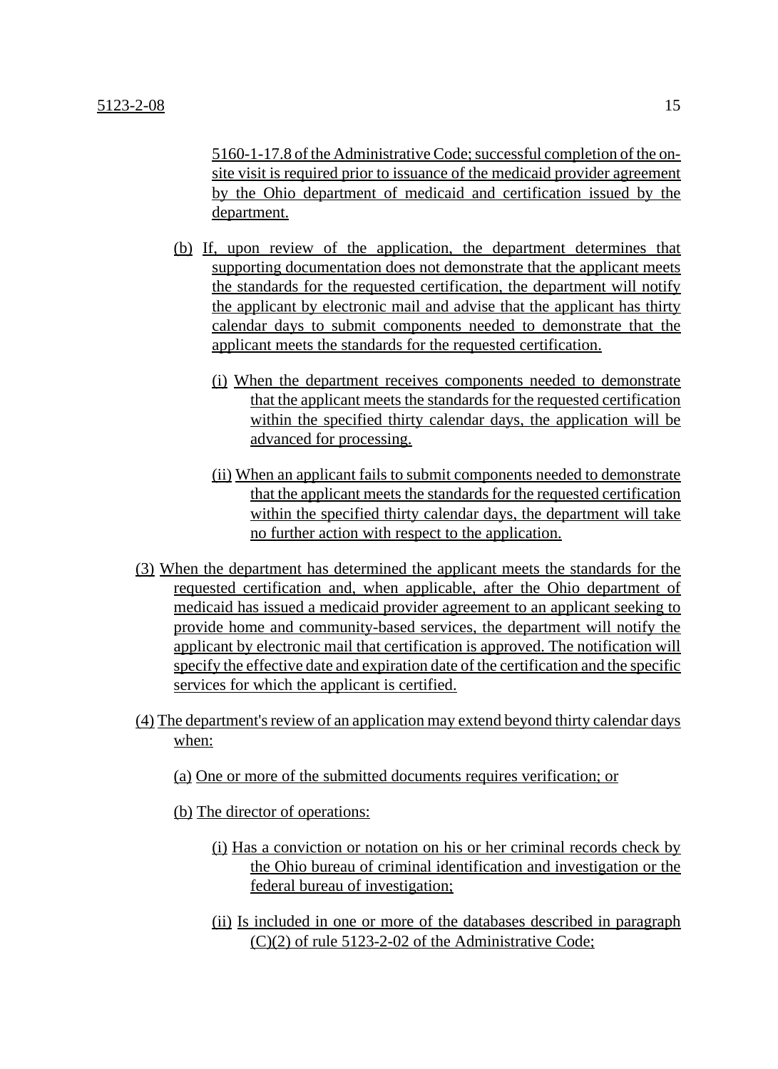5160-1-17.8 of the Administrative Code; successful completion of the on-site visit is required prior to issuance of the medicaid provider agreement by the Ohio department of medicaid and certification issued by the department.

(b) If, upon review of the application, the department determines that supporting documentation does not demonstrate that the applicant meets the standards for the requested certification, the department will notify the applicant by electronic mail and advise that the applicant has thirty calendar days to submit components needed to demonstrate that the applicant meets the standards for the requested certification.

(i) When the department receives components needed to demonstrate that the applicant meets the standards for the requested certification within the specified thirty calendar days, the application will be advanced for processing.

(ii) When an applicant fails to submit components needed to demonstrate that the applicant meets the standards for the requested certification within the specified thirty calendar days, the department will take no further action with respect to the application.

(3) When the department has determined the applicant meets the standards for the requested certification and, when applicable, after the Ohio department of medicaid has issued a medicaid provider agreement to an applicant seeking to provide home and community-based services, the department will notify the applicant by electronic mail that certification is approved. The notification will specify the effective date and expiration date of the certification and the specific services for which the applicant is certified.

(4) The department's review of an application may extend beyond thirty calendar days when:

(a) One or more of the submitted documents requires verification; or

(b) The director of operations:

(i) Has a conviction or notation on his or her criminal records check by the Ohio bureau of criminal identification and investigation or the federal bureau of investigation;

(ii) Is included in one or more of the databases described in paragraph (C)(2) of rule 5123-2-02 of the Administrative Code;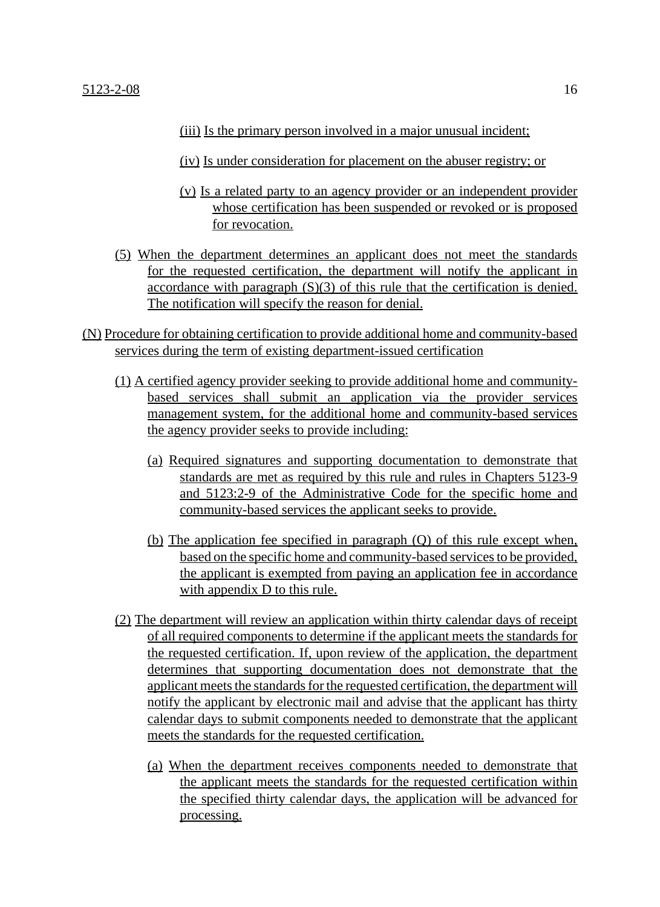(iii) Is the primary person involved in a major unusual incident;

(iv) Is under consideration for placement on the abuser registry; or

(v) Is a related party to an agency provider or an independent provider whose certification has been suspended or revoked or is proposed for revocation.

(5) When the department determines an applicant does not meet the standards for the requested certification, the department will notify the applicant in accordance with paragraph (S)(3) of this rule that the certification is denied. The notification will specify the reason for denial.

(N) Procedure for obtaining certification to provide additional home and community-based services during the term of existing department-issued certification

(1) A certified agency provider seeking to provide additional home and community-based services shall submit an application via the provider services management system, for the additional home and community-based services the agency provider seeks to provide including:

(a) Required signatures and supporting documentation to demonstrate that standards are met as required by this rule and rules in Chapters 5123-9 and 5123:2-9 of the Administrative Code for the specific home and community-based services the applicant seeks to provide.

(b) The application fee specified in paragraph (Q) of this rule except when, based on the specific home and community-based services to be provided, the applicant is exempted from paying an application fee in accordance with appendix D to this rule.

(2) The department will review an application within thirty calendar days of receipt of all required components to determine if the applicant meets the standards for the requested certification. If, upon review of the application, the department determines that supporting documentation does not demonstrate that the applicant meets the standards for the requested certification, the department will notify the applicant by electronic mail and advise that the applicant has thirty calendar days to submit components needed to demonstrate that the applicant meets the standards for the requested certification.

(a) When the department receives components needed to demonstrate that the applicant meets the standards for the requested certification within the specified thirty calendar days, the application will be advanced for processing.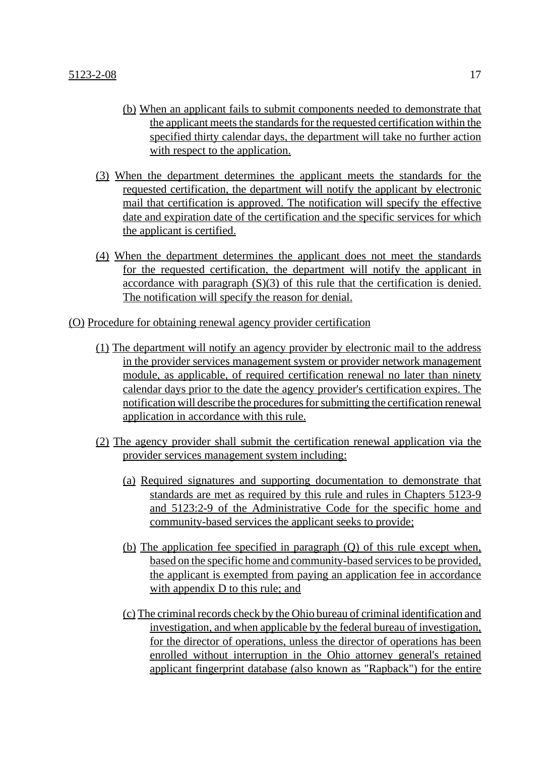(b) When an applicant fails to submit components needed to demonstrate that the applicant meets the standards for the requested certification within the specified thirty calendar days, the department will take no further action with respect to the application.

(3) When the department determines the applicant meets the standards for the requested certification, the department will notify the applicant by electronic mail that certification is approved. The notification will specify the effective date and expiration date of the certification and the specific services for which the applicant is certified.

(4) When the department determines the applicant does not meet the standards for the requested certification, the department will notify the applicant in accordance with paragraph (S)(3) of this rule that the certification is denied. The notification will specify the reason for denial.

(O) Procedure for obtaining renewal agency provider certification

(1) The department will notify an agency provider by electronic mail to the address in the provider services management system or provider network management module, as applicable, of required certification renewal no later than ninety calendar days prior to the date the agency provider's certification expires. The notification will describe the procedures for submitting the certification renewal application in accordance with this rule.

(2) The agency provider shall submit the certification renewal application via the provider services management system including:

(a) Required signatures and supporting documentation to demonstrate that standards are met as required by this rule and rules in Chapters 5123-9 and 5123:2-9 of the Administrative Code for the specific home and community-based services the applicant seeks to provide;

(b) The application fee specified in paragraph (Q) of this rule except when, based on the specific home and community-based services to be provided, the applicant is exempted from paying an application fee in accordance with appendix D to this rule; and

(c) The criminal records check by the Ohio bureau of criminal identification and investigation, and when applicable by the federal bureau of investigation, for the director of operations, unless the director of operations has been enrolled without interruption in the Ohio attorney general's retained applicant fingerprint database (also known as "Rapback") for the entire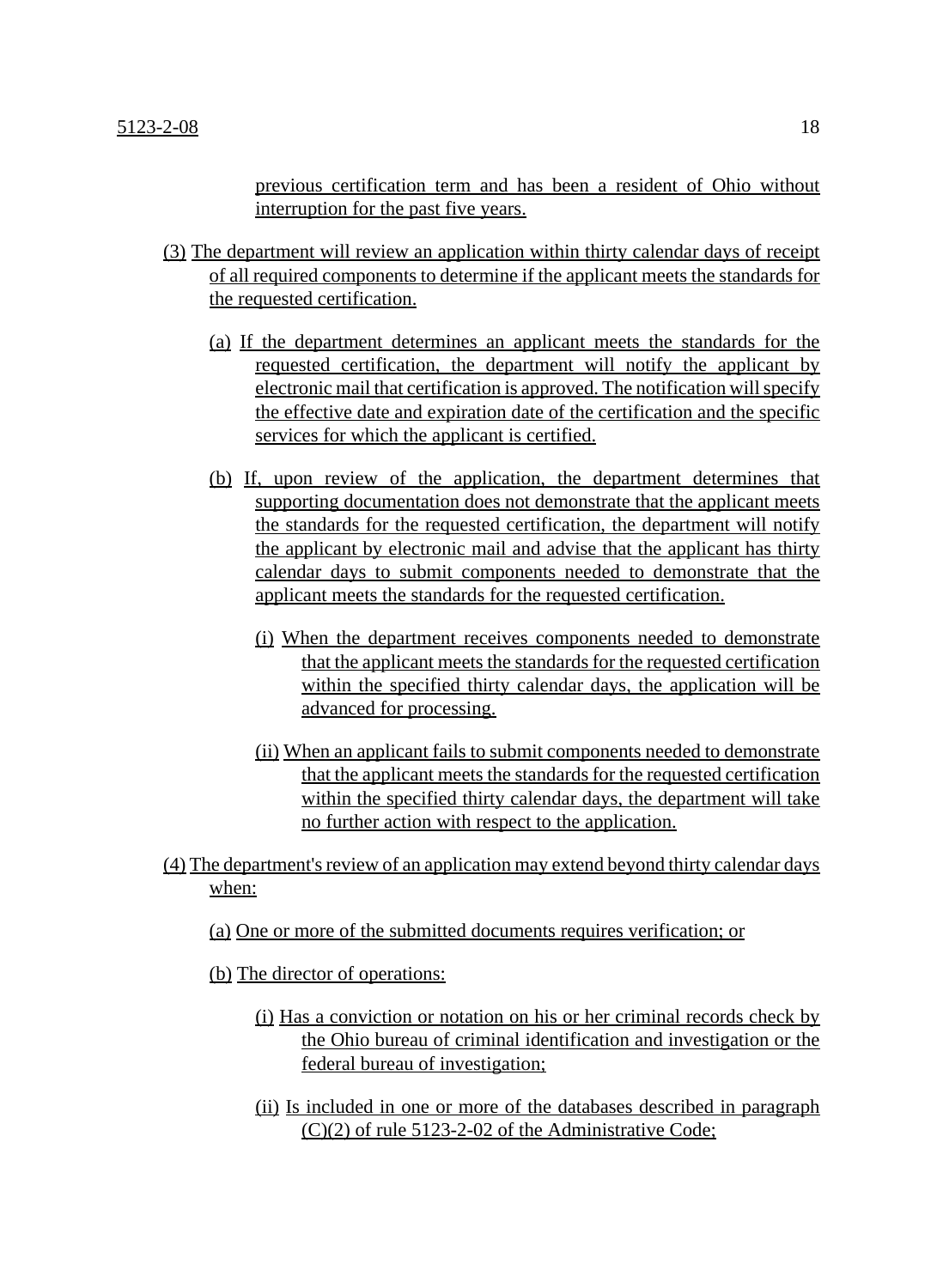previous certification term and has been a resident of Ohio without interruption for the past five years.

(3) The department will review an application within thirty calendar days of receipt of all required components to determine if the applicant meets the standards for the requested certification.

   (a) If the department determines an applicant meets the standards for the requested certification, the department will notify the applicant by electronic mail that certification is approved. The notification will specify the effective date and expiration date of the certification and the specific services for which the applicant is certified.

   (b) If, upon review of the application, the department determines that supporting documentation does not demonstrate that the applicant meets the standards for the requested certification, the department will notify the applicant by electronic mail and advise that the applicant has thirty calendar days to submit components needed to demonstrate that the applicant meets the standards for the requested certification.

      (i) When the department receives components needed to demonstrate that the applicant meets the standards for the requested certification within the specified thirty calendar days, the application will be advanced for processing.

      (ii) When an applicant fails to submit components needed to demonstrate that the applicant meets the standards for the requested certification within the specified thirty calendar days, the department will take no further action with respect to the application.

(4) The department's review of an application may extend beyond thirty calendar days when:

   (a) One or more of the submitted documents requires verification; or

   (b) The director of operations:

      (i) Has a conviction or notation on his or her criminal records check by the Ohio bureau of criminal identification and investigation or the federal bureau of investigation;

      (ii) Is included in one or more of the databases described in paragraph (C)(2) of rule 5123-2-02 of the Administrative Code;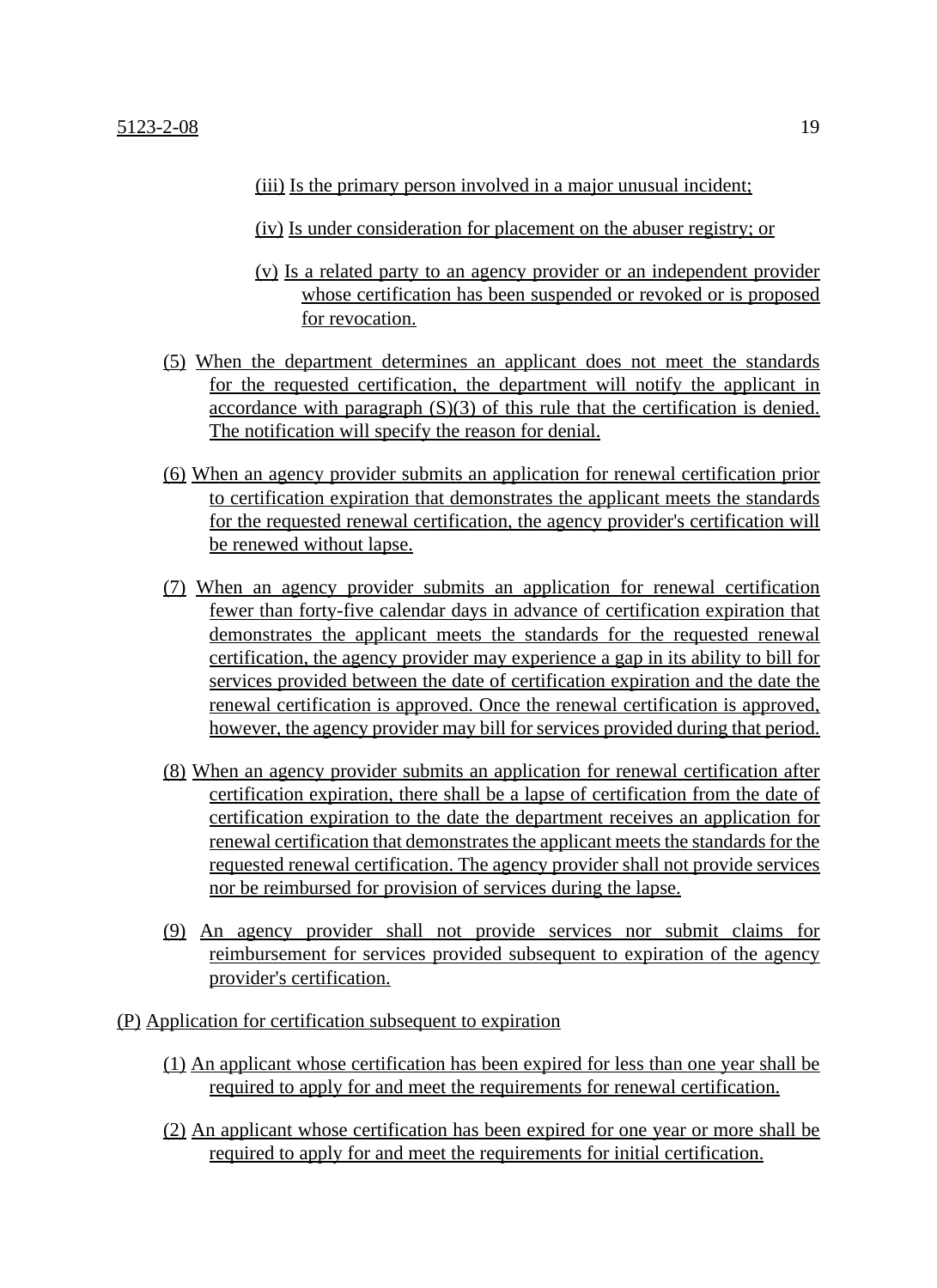(iii) Is the primary person involved in a major unusual incident;

(iv) Is under consideration for placement on the abuser registry; or

(v) Is a related party to an agency provider or an independent provider whose certification has been suspended or revoked or is proposed for revocation.

(5) When the department determines an applicant does not meet the standards for the requested certification, the department will notify the applicant in accordance with paragraph (S)(3) of this rule that the certification is denied. The notification will specify the reason for denial.

(6) When an agency provider submits an application for renewal certification prior to certification expiration that demonstrates the applicant meets the standards for the requested renewal certification, the agency provider's certification will be renewed without lapse.

(7) When an agency provider submits an application for renewal certification fewer than forty-five calendar days in advance of certification expiration that demonstrates the applicant meets the standards for the requested renewal certification, the agency provider may experience a gap in its ability to bill for services provided between the date of certification expiration and the date the renewal certification is approved. Once the renewal certification is approved, however, the agency provider may bill for services provided during that period.

(8) When an agency provider submits an application for renewal certification after certification expiration, there shall be a lapse of certification from the date of certification expiration to the date the department receives an application for renewal certification that demonstrates the applicant meets the standards for the requested renewal certification. The agency provider shall not provide services nor be reimbursed for provision of services during the lapse.

(9) An agency provider shall not provide services nor submit claims for reimbursement for services provided subsequent to expiration of the agency provider's certification.

(P) Application for certification subsequent to expiration

(1) An applicant whose certification has been expired for less than one year shall be required to apply for and meet the requirements for renewal certification.

(2) An applicant whose certification has been expired for one year or more shall be required to apply for and meet the requirements for initial certification.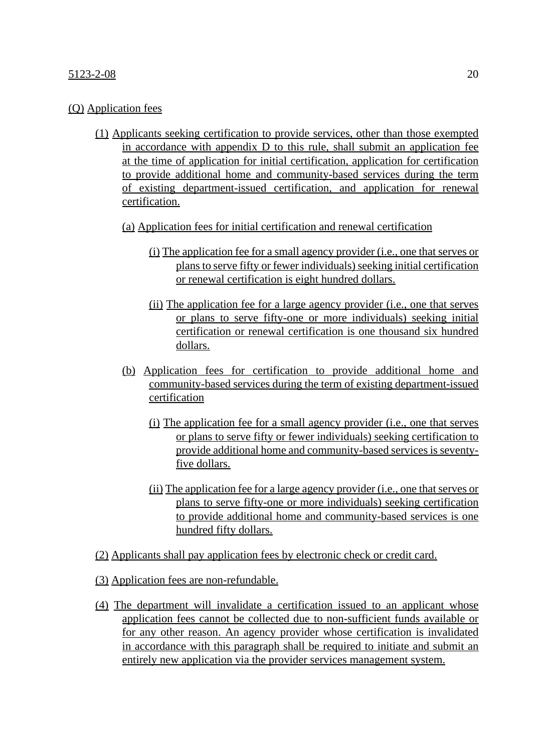(Q) Application fees

(1) Applicants seeking certification to provide services, other than those exempted in accordance with appendix D to this rule, shall submit an application fee at the time of application for initial certification, application for certification to provide additional home and community-based services during the term of existing department-issued certification, and application for renewal certification.

(a) Application fees for initial certification and renewal certification

(i) The application fee for a small agency provider (i.e., one that serves or plans to serve fifty or fewer individuals) seeking initial certification or renewal certification is eight hundred dollars.

(ii) The application fee for a large agency provider (i.e., one that serves or plans to serve fifty-one or more individuals) seeking initial certification or renewal certification is one thousand six hundred dollars.

(b) Application fees for certification to provide additional home and community-based services during the term of existing department-issued certification

(i) The application fee for a small agency provider (i.e., one that serves or plans to serve fifty or fewer individuals) seeking certification to provide additional home and community-based services is seventy-five dollars.

(ii) The application fee for a large agency provider (i.e., one that serves or plans to serve fifty-one or more individuals) seeking certification to provide additional home and community-based services is one hundred fifty dollars.

(2) Applicants shall pay application fees by electronic check or credit card.

(3) Application fees are non-refundable.

(4) The department will invalidate a certification issued to an applicant whose application fees cannot be collected due to non-sufficient funds available or for any other reason. An agency provider whose certification is invalidated in accordance with this paragraph shall be required to initiate and submit an entirely new application via the provider services management system.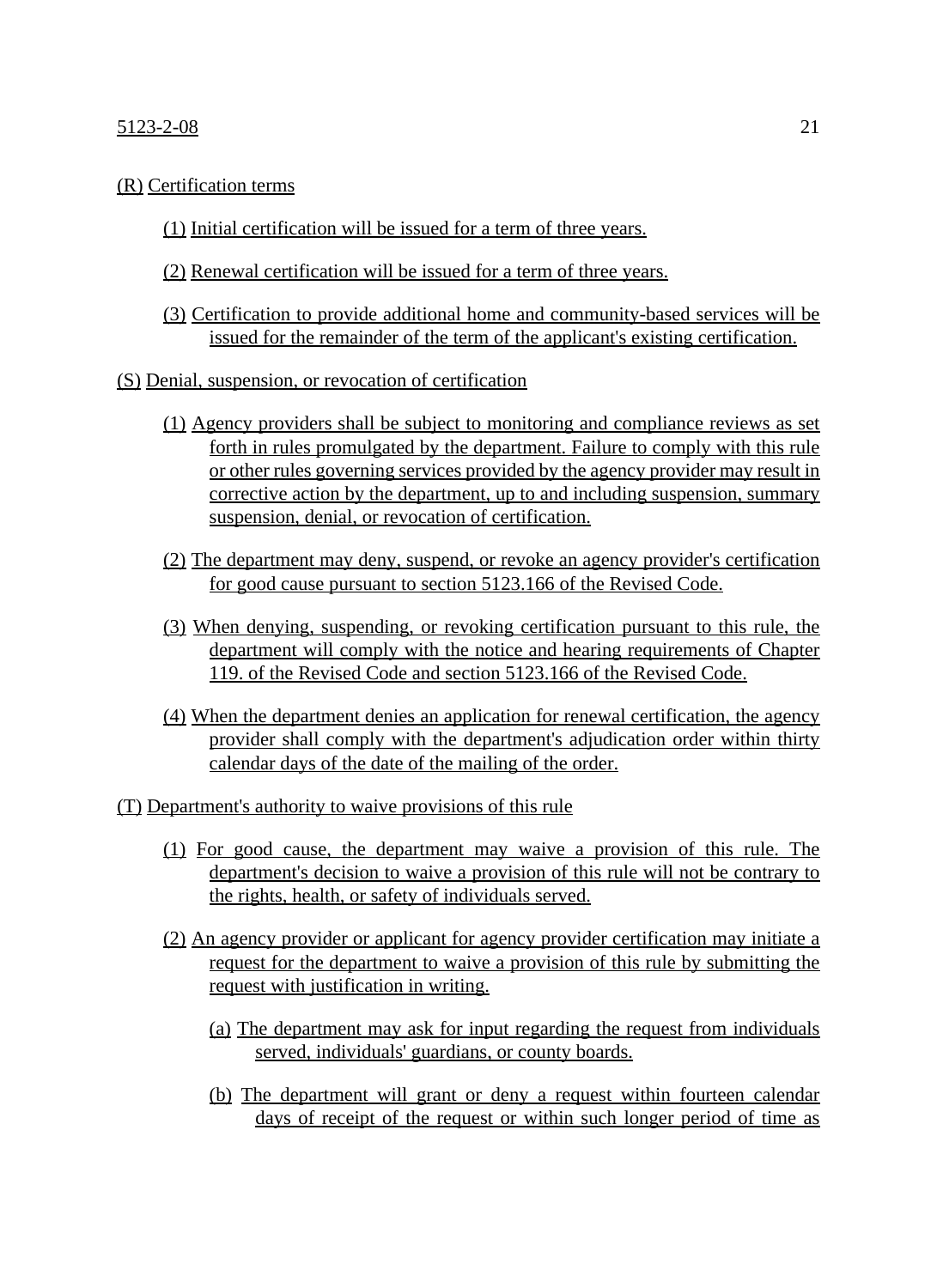(R) Certification terms

(1) Initial certification will be issued for a term of three years.

(2) Renewal certification will be issued for a term of three years.

(3) Certification to provide additional home and community-based services will be issued for the remainder of the term of the applicant's existing certification.

(S) Denial, suspension, or revocation of certification

(1) Agency providers shall be subject to monitoring and compliance reviews as set forth in rules promulgated by the department. Failure to comply with this rule or other rules governing services provided by the agency provider may result in corrective action by the department, up to and including suspension, summary suspension, denial, or revocation of certification.

(2) The department may deny, suspend, or revoke an agency provider's certification for good cause pursuant to section 5123.166 of the Revised Code.

(3) When denying, suspending, or revoking certification pursuant to this rule, the department will comply with the notice and hearing requirements of Chapter 119. of the Revised Code and section 5123.166 of the Revised Code.

(4) When the department denies an application for renewal certification, the agency provider shall comply with the department's adjudication order within thirty calendar days of the date of the mailing of the order.

(T) Department's authority to waive provisions of this rule

(1) For good cause, the department may waive a provision of this rule. The department's decision to waive a provision of this rule will not be contrary to the rights, health, or safety of individuals served.

(2) An agency provider or applicant for agency provider certification may initiate a request for the department to waive a provision of this rule by submitting the request with justification in writing.

(a) The department may ask for input regarding the request from individuals served, individuals' guardians, or county boards.

(b) The department will grant or deny a request within fourteen calendar days of receipt of the request or within such longer period of time as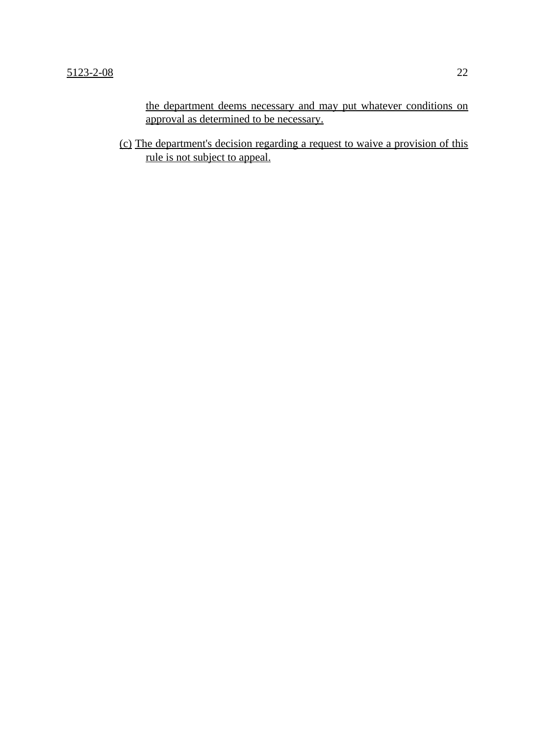the department deems necessary and may put whatever conditions on approval as determined to be necessary.

(c) The department's decision regarding a request to waive a provision of this rule is not subject to appeal.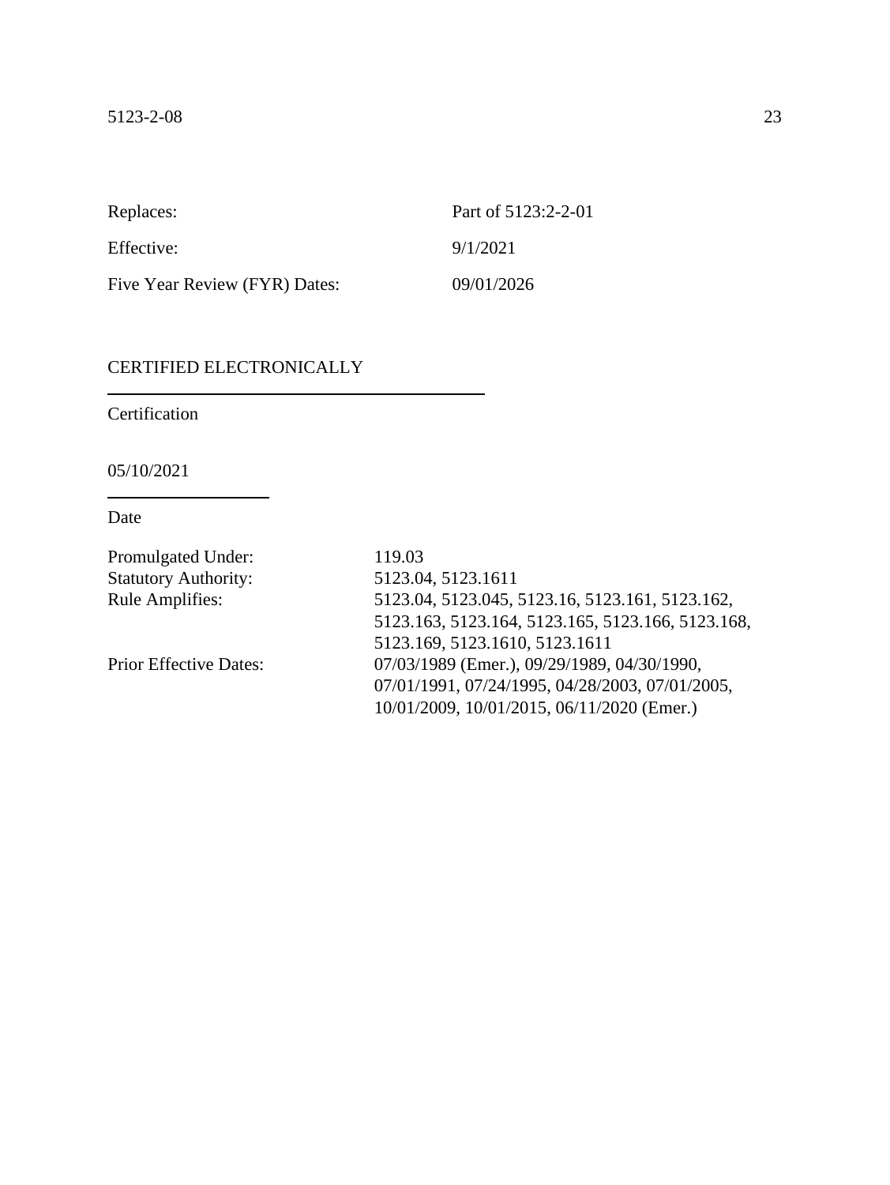| | |
|---|---|
| Replaces: | Part of 5123:2-2-01 |
| Effective: | 9/1/2021 |
| Five Year Review (FYR) Dates: | 09/01/2026 |

CERTIFIED ELECTRONICALLY

Certification

05/10/2021

Date

| | |
|---|---|
| Promulgated Under: | 119.03 |
| Statutory Authority: | 5123.04, 5123.1611 |
| Rule Amplifies: | 5123.04, 5123.045, 5123.16, 5123.161, 5123.162, 5123.163, 5123.164, 5123.165, 5123.166, 5123.168, 5123.169, 5123.1610, 5123.1611 |
| Prior Effective Dates: | 07/03/1989 (Emer.), 09/29/1989, 04/30/1990, 07/01/1991, 07/24/1995, 04/28/2003, 07/01/2005, 10/01/2009, 10/01/2015, 06/11/2020 (Emer.) |